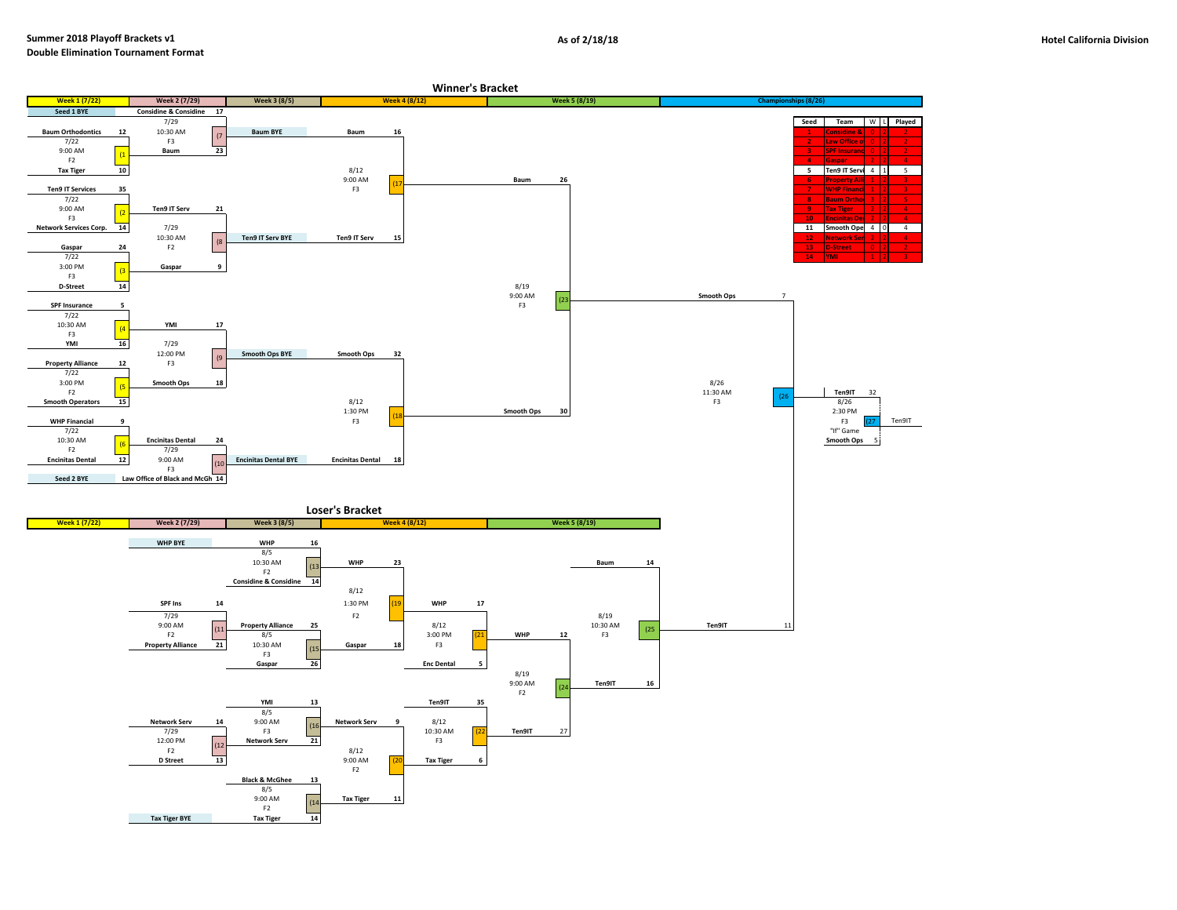**Summer 2018 Playoff Brackets v1**
**Double Elimination Tournament Format**

**As of 2/18/18**

**Hotel California Division**

## Winner's Bracket

| Week 1 (7/22) | Week 2 (7/29) | Week 3 (8/5) | Week 4 (8/12) | Week 5 (8/19) | Championships (8/26) |
|---|---|---|---|---|---|

**Seed 1 BYE** — Considine & Considine 17

Game 7 (7/29, 10:30 AM, F3): Considine & Considine 17 vs Baum 23

Game 1 (7/22, 9:00 AM, F2): Baum Orthodontics 12 vs Tax Tiger 10

Game 2 (7/22, 9:00 AM, F3): Ten9 IT Services 35 vs Network Services Corp. 14

Game 8 (7/29, 10:30 AM, F2): Ten9 IT Serv 21 vs Gaspar 9

Game 3 (7/22, 3:00 PM, F3): Gaspar 24 vs D-Street 14

Week 3: Baum BYE; Ten9 IT Serv BYE

Game 17 (8/12, 9:00 AM, F3): Baum 16 vs Ten9 IT Serv 15

Game 4 (7/22, 10:30 AM, F3): SPF Insurance 5 vs YMI 16

Game 9 (7/29, 12:00 PM, F3): YMI 17 vs Smooth Ops 18

Game 5 (7/22, 3:00 PM, F2): Property Alliance 12 vs Smooth Operators 15

Game 6 (7/22, 10:30 AM, F2): WHP Financial 9 vs Encinitas Dental 12

Game 10 (7/29, 9:00 AM, F3): Encinitas Dental 24 vs Law Office of Black and McGh 14

**Seed 2 BYE** — Law Office of Black and McGh 14

Week 3: Smooth Ops BYE; Encinitas Dental BYE

Game 18 (8/12, 1:30 PM, F3): Smooth Ops 32 vs Encinitas Dental 18

Game 23 (8/19, 9:00 AM, F3): Baum 26 vs Smooth Ops 30

Game 26 (8/26, 11:30 AM, F3): Smooth Ops 7 vs Ten9IT 11

Game 27 (8/26, 2:30 PM, F3) "If" Game: Ten9IT 32 vs Smooth Ops 5 — Ten9IT

| Seed | Team | W | L | Played |
|---|---|---|---|---|
| 1 | Considine & | 0 | 2 | 2 |
| 2 | Law Office o | 0 | 2 | 2 |
| 3 | SPF Insuranc | 0 | 2 | 2 |
| 4 | Gaspar | 2 | 2 | 4 |
| 5 | Ten9 IT Servi | 4 | 1 | 5 |
| 6 | Property Alli | 1 | 2 | 3 |
| 7 | WHP Financi | 1 | 2 | 3 |
| 8 | Baum Ortho | 3 | 2 | 5 |
| 9 | Tax Tiger | 2 | 2 | 4 |
| 10 | Encinitas De | 2 | 2 | 4 |
| 11 | Smooth Ope | 4 | 0 | 4 |
| 12 | Network Ser | 2 | 2 | 4 |
| 13 | D-Street | 0 | 2 | 2 |
| 14 | YMI | 1 | 2 | 3 |

## Loser's Bracket

| Week 1 (7/22) | Week 2 (7/29) | Week 3 (8/5) | Week 4 (8/12) | Week 5 (8/19) |
|---|---|---|---|---|

Week 2: WHP BYE

Game 13 (8/5, 10:30 AM, F2): WHP 16 vs Considine & Considine 14

Game 11 (7/29, 9:00 AM, F2): SPF Ins 14 vs Property Alliance 21

Game 15 (8/5, 10:30 AM, F3): Property Alliance 25 vs Gaspar 26

Game 19 (8/12, 1:30 PM, F2): WHP 23 vs Gaspar 18

Game 21 (8/12, 3:00 PM, F3): WHP 17 vs Enc Dental 5

Game 25 (8/19, 10:30 AM, F3): Baum 14 vs Ten9IT 16

Game 24 (8/19, 9:00 AM, F2): WHP 12 vs Ten9IT 27

Game 12 (7/29, 12:00 PM, F2): Network Serv 14 vs D Street 13

Game 16 (8/5, 9:00 AM, F3): YMI 13 vs Network Serv 21

Game 22 (8/12, 10:30 AM, F3): Ten9IT 35 vs Tax Tiger 6

Game 20 (8/12, 9:00 AM, F2): Network Serv 9 vs Tax Tiger 11

Week 2: Tax Tiger BYE

Game 14 (8/5, 9:00 AM, F2): Black & McGhee 13 vs Tax Tiger 14

Ten9IT 11 (to Championship)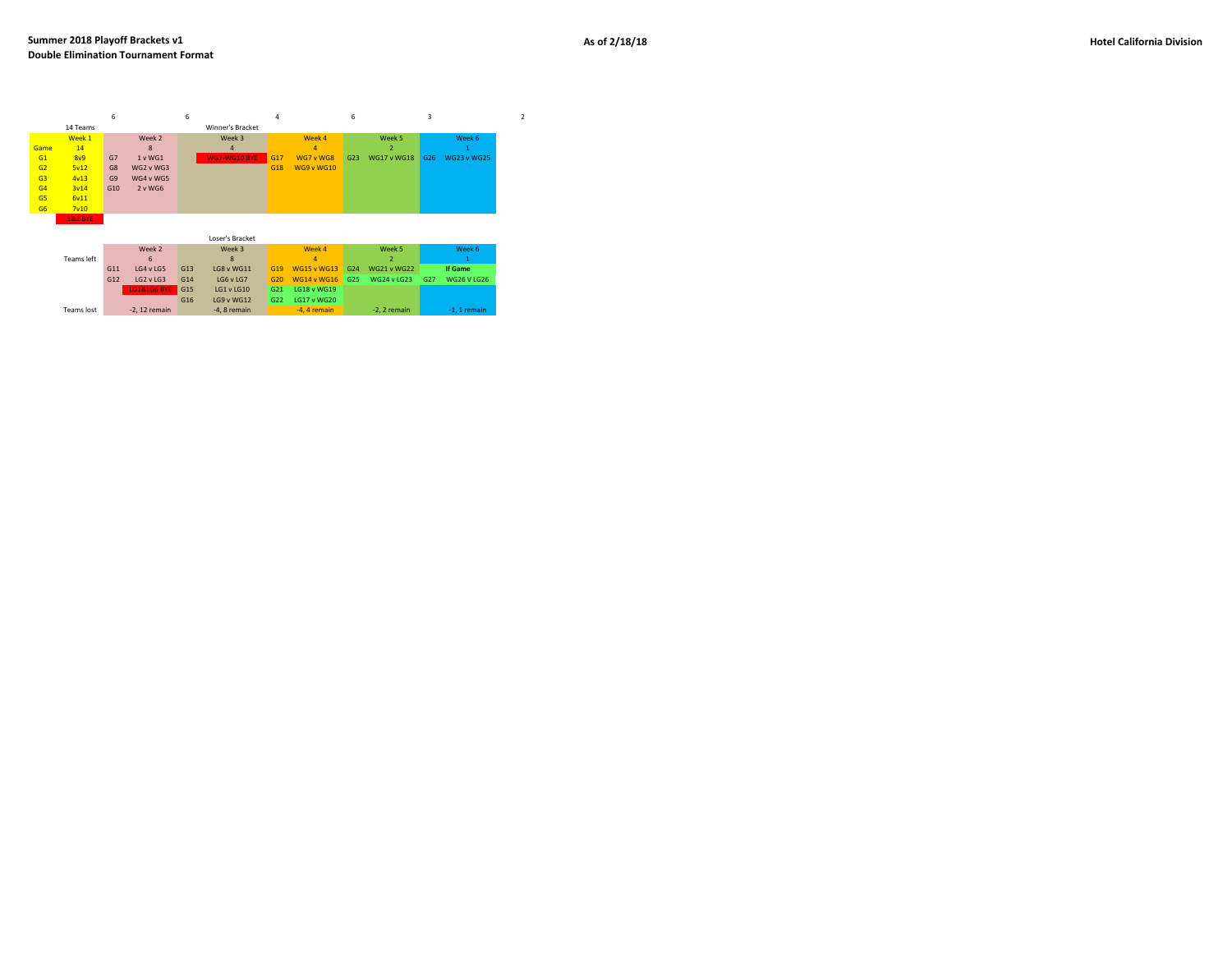**Summer 2018 Playoff Brackets v1**
**Double Elimination Tournament Format**

As of 2/18/18

**Hotel California Division**

| | 6 | | 6 | | 4 | | 6 | | 3 | | 2 |
|---|---|---|---|---|---|---|---|---|---|---|---|
| | 14 Teams | | | Winner's Bracket | | | | | | | |
| | Week 1 | | Week 2 | Week 3 | | Week 4 | | Week 5 | | Week 6 | |
| Game | 14 | | 8 | 4 | | 4 | | 2 | | 1 | |
| G1 | 8v9 | G7 | 1 v WG1 | WG7-WG10 BYE | G17 | WG7 v WG8 | G23 | WG17 v WG18 | G26 | WG23 v WG25 | |
| G2 | 5v12 | G8 | WG2 v WG3 | | G18 | WG9 v WG10 | | | | | |
| G3 | 4v13 | G9 | WG4 v WG5 | | | | | | | | |
| G4 | 3v14 | G10 | 2 v WG6 | | | | | | | | |
| G5 | 6v11 | | | | | | | | | | |
| G6 | 7v10 | | | | | | | | | | |
| | 1&2 BYE | | | | | | | | | | |

Loser's Bracket

| | | Week 2 | | Week 3 | | Week 4 | | Week 5 | | Week 6 |
|---|---|---|---|---|---|---|---|---|---|---|
| Teams left | | 6 | | 8 | | 4 | | 2 | | 1 |
| | G11 | LG4 v LG5 | G13 | LG8 v WG11 | G19 | WG15 v WG13 | G24 | WG21 v WG22 | | **If Game** |
| | G12 | LG2 v LG3 | G14 | LG6 v LG7 | G20 | WG14 v WG16 | G25 | WG24 v LG23 | G27 | WG26 V LG26 |
| | | LG1&LG6 BYE | G15 | LG1 v LG10 | G21 | LG18 v WG19 | | | | |
| | | | G16 | LG9 v WG12 | G22 | LG17 v WG20 | | | | |
| Teams lost | | -2, 12 remain | | -4, 8 remain | | -4, 4 remain | | -2, 2 remain | | -1, 1 remain |